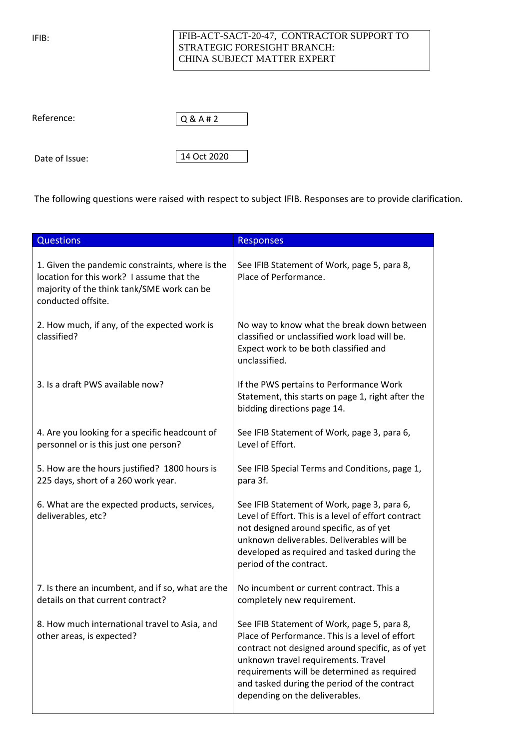IFIB: IFIB-ACT-SACT-20-47, CONTRACTOR SUPPORT TO STRATEGIC FORESIGHT BRANCH: CHINA SUBJECT MATTER EXPERT

Reference: Q & A # 2

Date of Issue: 14 Oct 2020

The following questions were raised with respect to subject IFIB. Responses are to provide clarification.

| Questions | Responses |
|---|---|
| 1. Given the pandemic constraints, where is the location for this work? I assume that the majority of the think tank/SME work can be conducted offsite. | See IFIB Statement of Work, page 5, para 8, Place of Performance. |
| 2. How much, if any, of the expected work is classified? | No way to know what the break down between classified or unclassified work load will be. Expect work to be both classified and unclassified. |
| 3. Is a draft PWS available now? | If the PWS pertains to Performance Work Statement, this starts on page 1, right after the bidding directions page 14. |
| 4. Are you looking for a specific headcount of personnel or is this just one person? | See IFIB Statement of Work, page 3, para 6, Level of Effort. |
| 5. How are the hours justified? 1800 hours is 225 days, short of a 260 work year. | See IFIB Special Terms and Conditions, page 1, para 3f. |
| 6. What are the expected products, services, deliverables, etc? | See IFIB Statement of Work, page 3, para 6, Level of Effort. This is a level of effort contract not designed around specific, as of yet unknown deliverables. Deliverables will be developed as required and tasked during the period of the contract. |
| 7. Is there an incumbent, and if so, what are the details on that current contract? | No incumbent or current contract. This a completely new requirement. |
| 8. How much international travel to Asia, and other areas, is expected? | See IFIB Statement of Work, page 5, para 8, Place of Performance. This is a level of effort contract not designed around specific, as of yet unknown travel requirements. Travel requirements will be determined as required and tasked during the period of the contract depending on the deliverables. |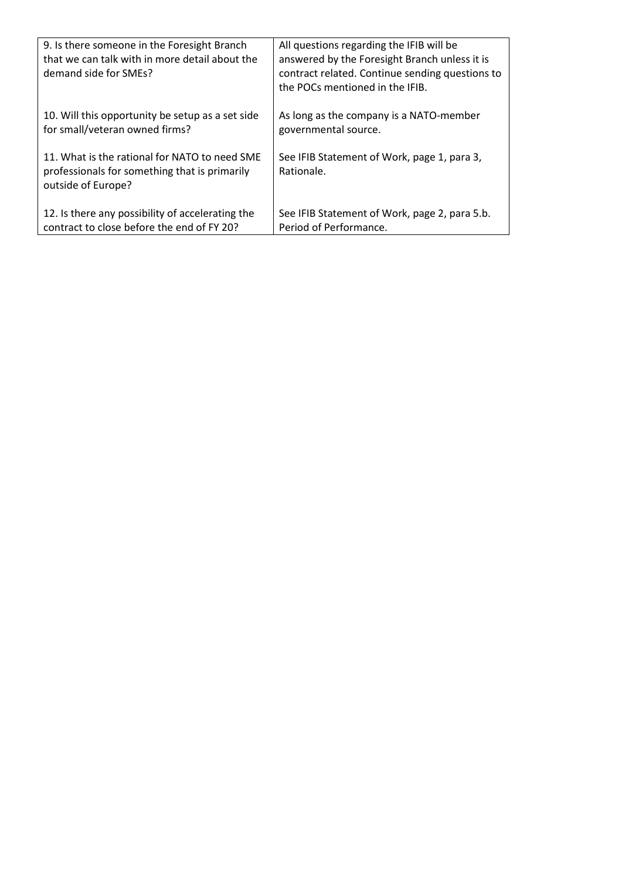| | |
|---|---|
| 9. Is there someone in the Foresight Branch that we can talk with in more detail about the demand side for SMEs? | All questions regarding the IFIB will be answered by the Foresight Branch unless it is contract related. Continue sending questions to the POCs mentioned in the IFIB. |
| 10. Will this opportunity be setup as a set side for small/veteran owned firms? | As long as the company is a NATO-member governmental source. |
| 11. What is the rational for NATO to need SME professionals for something that is primarily outside of Europe? | See IFIB Statement of Work, page 1, para 3, Rationale. |
| 12. Is there any possibility of accelerating the contract to close before the end of FY 20? | See IFIB Statement of Work, page 2, para 5.b. Period of Performance. |